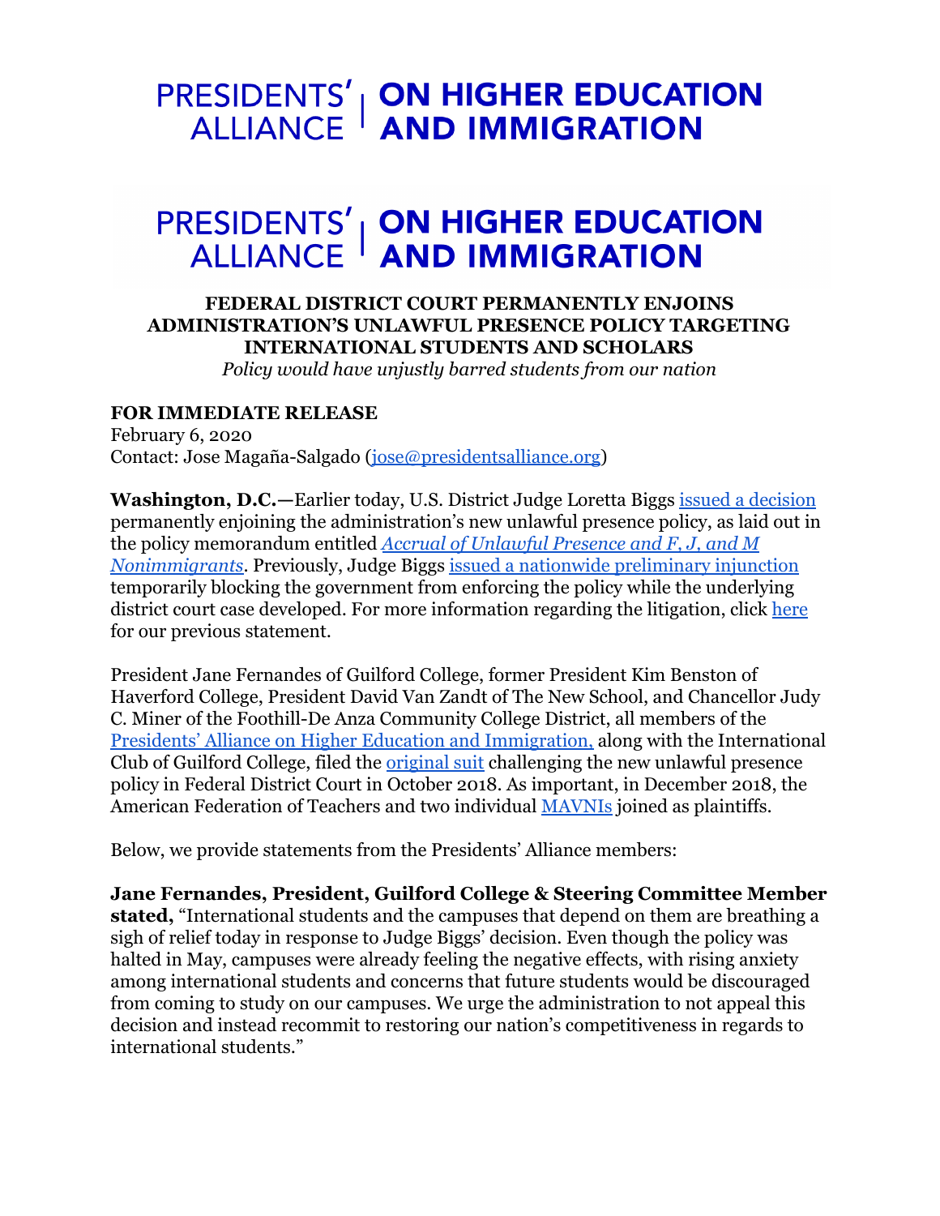PRESIDENTS' ALLIANCE | ON HIGHER EDUCATION AND IMMIGRATION

PRESIDENTS' ALLIANCE | ON HIGHER EDUCATION AND IMMIGRATION

## FEDERAL DISTRICT COURT PERMANENTLY ENJOINS ADMINISTRATION'S UNLAWFUL PRESENCE POLICY TARGETING INTERNATIONAL STUDENTS AND SCHOLARS

*Policy would have unjustly barred students from our nation*

**FOR IMMEDIATE RELEASE**
February 6, 2020
Contact: Jose Magaña-Salgado (jose@presidentsalliance.org)

**Washington, D.C.—**Earlier today, U.S. District Judge Loretta Biggs issued a decision permanently enjoining the administration's new unlawful presence policy, as laid out in the policy memorandum entitled *Accrual of Unlawful Presence and F, J, and M Nonimmigrants*. Previously, Judge Biggs issued a nationwide preliminary injunction temporarily blocking the government from enforcing the policy while the underlying district court case developed. For more information regarding the litigation, click here for our previous statement.

President Jane Fernandes of Guilford College, former President Kim Benston of Haverford College, President David Van Zandt of The New School, and Chancellor Judy C. Miner of the Foothill-De Anza Community College District, all members of the Presidents' Alliance on Higher Education and Immigration, along with the International Club of Guilford College, filed the original suit challenging the new unlawful presence policy in Federal District Court in October 2018. As important, in December 2018, the American Federation of Teachers and two individual MAVNIs joined as plaintiffs.

Below, we provide statements from the Presidents' Alliance members:

**Jane Fernandes, President, Guilford College & Steering Committee Member stated,** "International students and the campuses that depend on them are breathing a sigh of relief today in response to Judge Biggs' decision. Even though the policy was halted in May, campuses were already feeling the negative effects, with rising anxiety among international students and concerns that future students would be discouraged from coming to study on our campuses. We urge the administration to not appeal this decision and instead recommit to restoring our nation's competitiveness in regards to international students."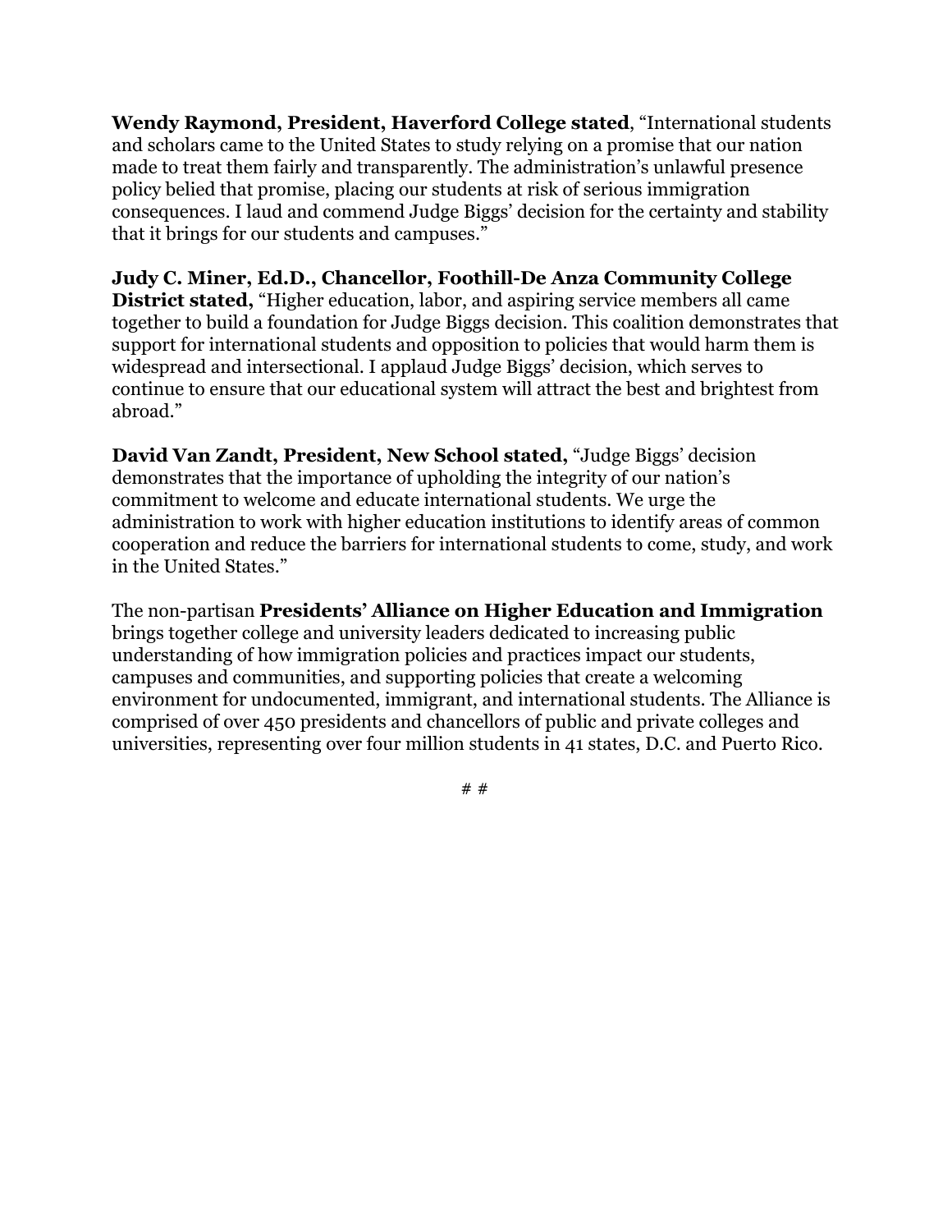**Wendy Raymond, President, Haverford College stated**, “International students and scholars came to the United States to study relying on a promise that our nation made to treat them fairly and transparently. The administration’s unlawful presence policy belied that promise, placing our students at risk of serious immigration consequences. I laud and commend Judge Biggs’ decision for the certainty and stability that it brings for our students and campuses.”

**Judy C. Miner, Ed.D., Chancellor, Foothill-De Anza Community College District stated,** “Higher education, labor, and aspiring service members all came together to build a foundation for Judge Biggs decision. This coalition demonstrates that support for international students and opposition to policies that would harm them is widespread and intersectional. I applaud Judge Biggs’ decision, which serves to continue to ensure that our educational system will attract the best and brightest from abroad.”

**David Van Zandt, President, New School stated,** “Judge Biggs’ decision demonstrates that the importance of upholding the integrity of our nation’s commitment to welcome and educate international students. We urge the administration to work with higher education institutions to identify areas of common cooperation and reduce the barriers for international students to come, study, and work in the United States.”

The non-partisan **Presidents’ Alliance on Higher Education and Immigration** brings together college and university leaders dedicated to increasing public understanding of how immigration policies and practices impact our students, campuses and communities, and supporting policies that create a welcoming environment for undocumented, immigrant, and international students. The Alliance is comprised of over 450 presidents and chancellors of public and private colleges and universities, representing over four million students in 41 states, D.C. and Puerto Rico.

# #